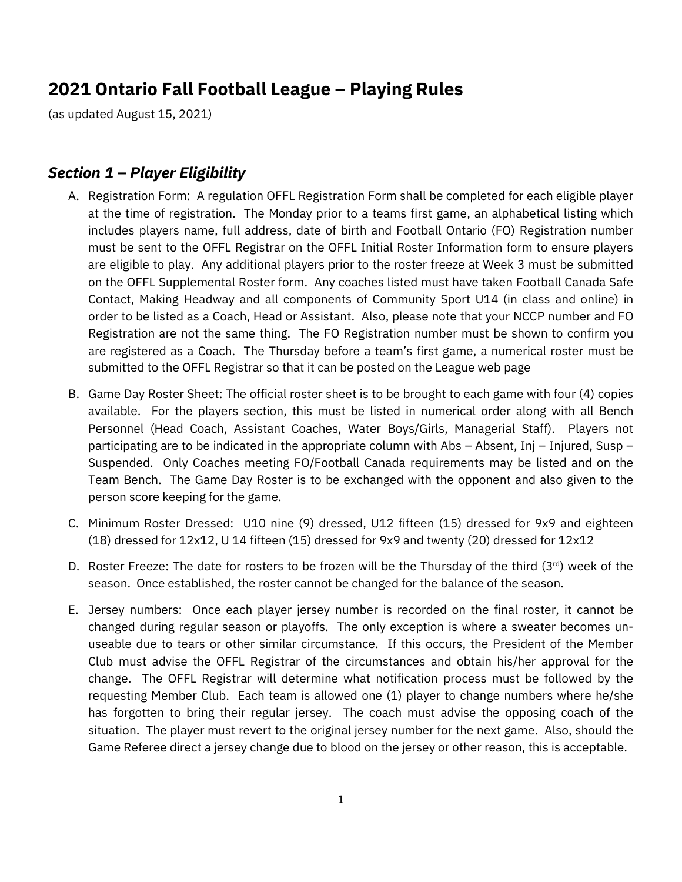# 2021 Ontario Fall Football League – Playing Rules

(as updated August 15, 2021)

## *Section 1 – Player Eligibility*

A. Registration Form: A regulation OFFL Registration Form shall be completed for each eligible player at the time of registration. The Monday prior to a teams first game, an alphabetical listing which includes players name, full address, date of birth and Football Ontario (FO) Registration number must be sent to the OFFL Registrar on the OFFL Initial Roster Information form to ensure players are eligible to play. Any additional players prior to the roster freeze at Week 3 must be submitted on the OFFL Supplemental Roster form. Any coaches listed must have taken Football Canada Safe Contact, Making Headway and all components of Community Sport U14 (in class and online) in order to be listed as a Coach, Head or Assistant. Also, please note that your NCCP number and FO Registration are not the same thing. The FO Registration number must be shown to confirm you are registered as a Coach. The Thursday before a team's first game, a numerical roster must be submitted to the OFFL Registrar so that it can be posted on the League web page

B. Game Day Roster Sheet: The official roster sheet is to be brought to each game with four (4) copies available. For the players section, this must be listed in numerical order along with all Bench Personnel (Head Coach, Assistant Coaches, Water Boys/Girls, Managerial Staff). Players not participating are to be indicated in the appropriate column with Abs – Absent, Inj – Injured, Susp – Suspended. Only Coaches meeting FO/Football Canada requirements may be listed and on the Team Bench. The Game Day Roster is to be exchanged with the opponent and also given to the person score keeping for the game.

C. Minimum Roster Dressed: U10 nine (9) dressed, U12 fifteen (15) dressed for 9x9 and eighteen (18) dressed for 12x12, U 14 fifteen (15) dressed for 9x9 and twenty (20) dressed for 12x12

D. Roster Freeze: The date for rosters to be frozen will be the Thursday of the third (3rd) week of the season. Once established, the roster cannot be changed for the balance of the season.

E. Jersey numbers: Once each player jersey number is recorded on the final roster, it cannot be changed during regular season or playoffs. The only exception is where a sweater becomes un-useable due to tears or other similar circumstance. If this occurs, the President of the Member Club must advise the OFFL Registrar of the circumstances and obtain his/her approval for the change. The OFFL Registrar will determine what notification process must be followed by the requesting Member Club. Each team is allowed one (1) player to change numbers where he/she has forgotten to bring their regular jersey. The coach must advise the opposing coach of the situation. The player must revert to the original jersey number for the next game. Also, should the Game Referee direct a jersey change due to blood on the jersey or other reason, this is acceptable.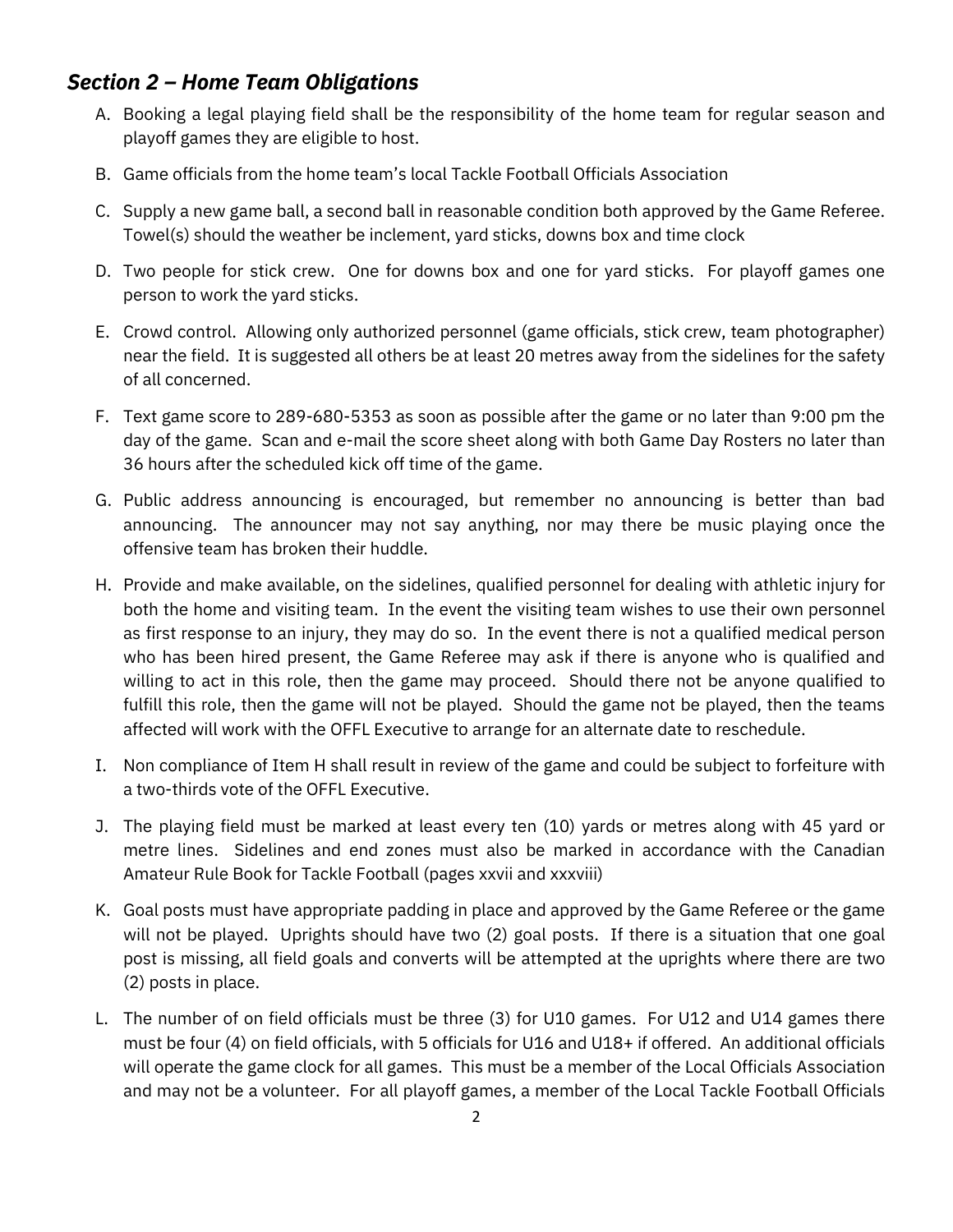## *Section 2 – Home Team Obligations*

A. Booking a legal playing field shall be the responsibility of the home team for regular season and playoff games they are eligible to host.

B. Game officials from the home team's local Tackle Football Officials Association

C. Supply a new game ball, a second ball in reasonable condition both approved by the Game Referee. Towel(s) should the weather be inclement, yard sticks, downs box and time clock

D. Two people for stick crew. One for downs box and one for yard sticks. For playoff games one person to work the yard sticks.

E. Crowd control. Allowing only authorized personnel (game officials, stick crew, team photographer) near the field. It is suggested all others be at least 20 metres away from the sidelines for the safety of all concerned.

F. Text game score to 289-680-5353 as soon as possible after the game or no later than 9:00 pm the day of the game. Scan and e-mail the score sheet along with both Game Day Rosters no later than 36 hours after the scheduled kick off time of the game.

G. Public address announcing is encouraged, but remember no announcing is better than bad announcing. The announcer may not say anything, nor may there be music playing once the offensive team has broken their huddle.

H. Provide and make available, on the sidelines, qualified personnel for dealing with athletic injury for both the home and visiting team. In the event the visiting team wishes to use their own personnel as first response to an injury, they may do so. In the event there is not a qualified medical person who has been hired present, the Game Referee may ask if there is anyone who is qualified and willing to act in this role, then the game may proceed. Should there not be anyone qualified to fulfill this role, then the game will not be played. Should the game not be played, then the teams affected will work with the OFFL Executive to arrange for an alternate date to reschedule.

I. Non compliance of Item H shall result in review of the game and could be subject to forfeiture with a two-thirds vote of the OFFL Executive.

J. The playing field must be marked at least every ten (10) yards or metres along with 45 yard or metre lines. Sidelines and end zones must also be marked in accordance with the Canadian Amateur Rule Book for Tackle Football (pages xxvii and xxxviii)

K. Goal posts must have appropriate padding in place and approved by the Game Referee or the game will not be played. Uprights should have two (2) goal posts. If there is a situation that one goal post is missing, all field goals and converts will be attempted at the uprights where there are two (2) posts in place.

L. The number of on field officials must be three (3) for U10 games. For U12 and U14 games there must be four (4) on field officials, with 5 officials for U16 and U18+ if offered. An additional officials will operate the game clock for all games. This must be a member of the Local Officials Association and may not be a volunteer. For all playoff games, a member of the Local Tackle Football Officials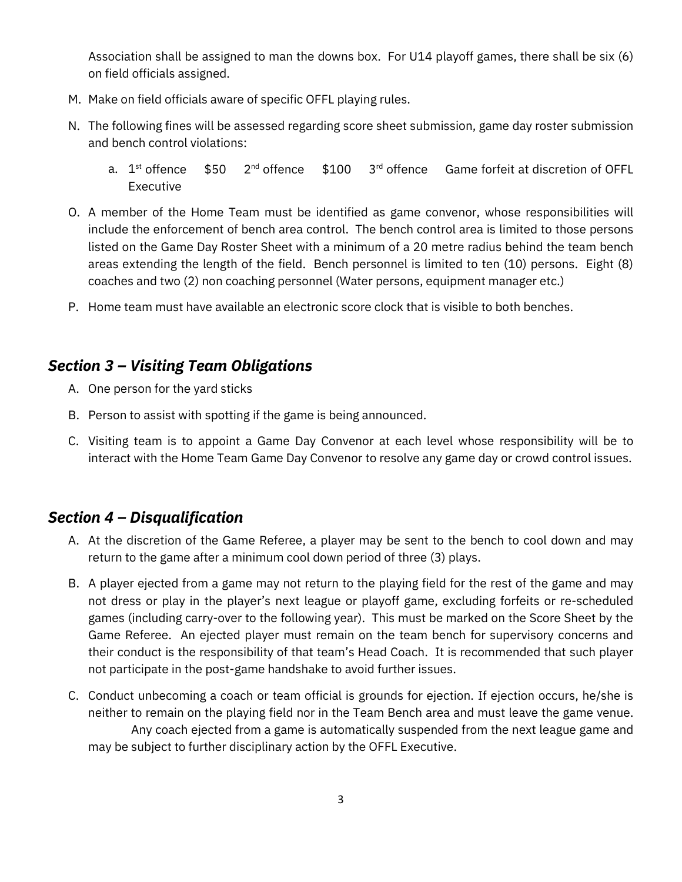Association shall be assigned to man the downs box. For U14 playoff games, there shall be six (6) on field officials assigned.

M. Make on field officials aware of specific OFFL playing rules.

N. The following fines will be assessed regarding score sheet submission, game day roster submission and bench control violations:

    a. 1st offence $50 2nd offence $100 3rd offence Game forfeit at discretion of OFFL Executive

O. A member of the Home Team must be identified as game convenor, whose responsibilities will include the enforcement of bench area control. The bench control area is limited to those persons listed on the Game Day Roster Sheet with a minimum of a 20 metre radius behind the team bench areas extending the length of the field. Bench personnel is limited to ten (10) persons. Eight (8) coaches and two (2) non coaching personnel (Water persons, equipment manager etc.)

P. Home team must have available an electronic score clock that is visible to both benches.

## *Section 3 – Visiting Team Obligations*

A. One person for the yard sticks

B. Person to assist with spotting if the game is being announced.

C. Visiting team is to appoint a Game Day Convenor at each level whose responsibility will be to interact with the Home Team Game Day Convenor to resolve any game day or crowd control issues.

## *Section 4 – Disqualification*

A. At the discretion of the Game Referee, a player may be sent to the bench to cool down and may return to the game after a minimum cool down period of three (3) plays.

B. A player ejected from a game may not return to the playing field for the rest of the game and may not dress or play in the player's next league or playoff game, excluding forfeits or re-scheduled games (including carry-over to the following year). This must be marked on the Score Sheet by the Game Referee. An ejected player must remain on the team bench for supervisory concerns and their conduct is the responsibility of that team's Head Coach. It is recommended that such player not participate in the post-game handshake to avoid further issues.

C. Conduct unbecoming a coach or team official is grounds for ejection. If ejection occurs, he/she is neither to remain on the playing field nor in the Team Bench area and must leave the game venue. Any coach ejected from a game is automatically suspended from the next league game and may be subject to further disciplinary action by the OFFL Executive.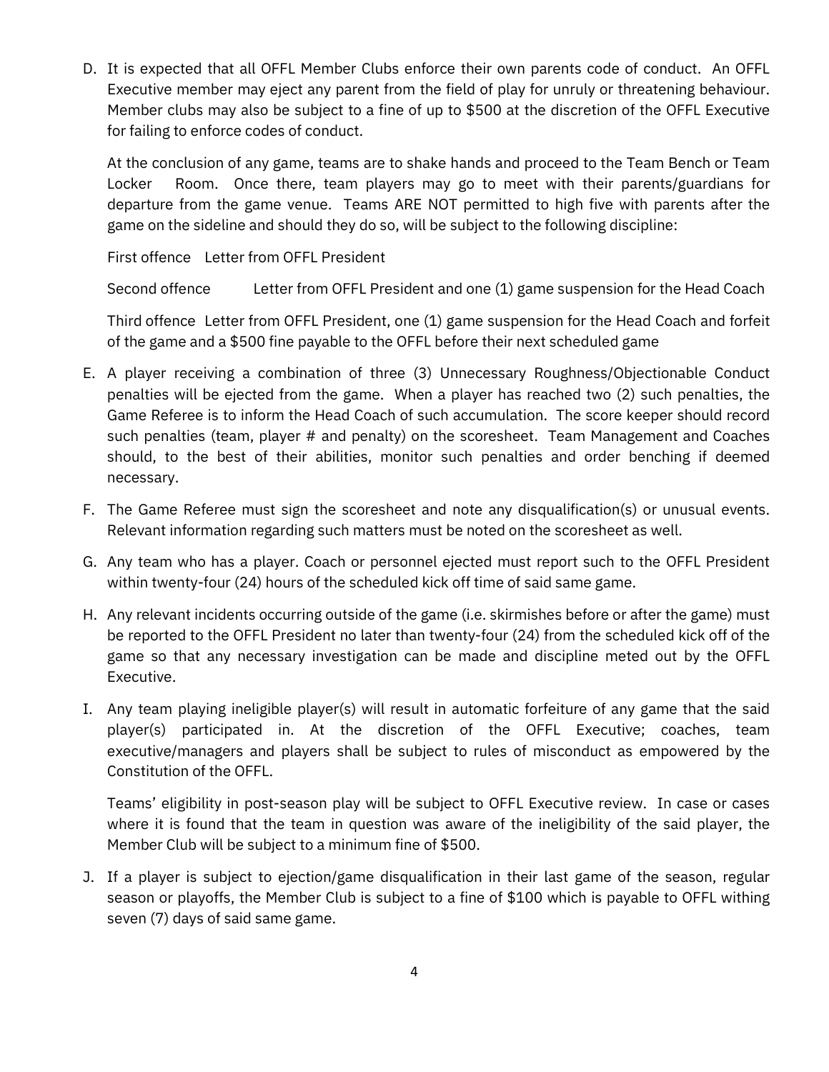D. It is expected that all OFFL Member Clubs enforce their own parents code of conduct. An OFFL Executive member may eject any parent from the field of play for unruly or threatening behaviour. Member clubs may also be subject to a fine of up to $500 at the discretion of the OFFL Executive for failing to enforce codes of conduct.

   At the conclusion of any game, teams are to shake hands and proceed to the Team Bench or Team Locker Room. Once there, team players may go to meet with their parents/guardians for departure from the game venue. Teams ARE NOT permitted to high five with parents after the game on the sideline and should they do so, will be subject to the following discipline:

   First offence Letter from OFFL President

   Second offence Letter from OFFL President and one (1) game suspension for the Head Coach

   Third offence Letter from OFFL President, one (1) game suspension for the Head Coach and forfeit of the game and a $500 fine payable to the OFFL before their next scheduled game

E. A player receiving a combination of three (3) Unnecessary Roughness/Objectionable Conduct penalties will be ejected from the game. When a player has reached two (2) such penalties, the Game Referee is to inform the Head Coach of such accumulation. The score keeper should record such penalties (team, player # and penalty) on the scoresheet. Team Management and Coaches should, to the best of their abilities, monitor such penalties and order benching if deemed necessary.

F. The Game Referee must sign the scoresheet and note any disqualification(s) or unusual events. Relevant information regarding such matters must be noted on the scoresheet as well.

G. Any team who has a player. Coach or personnel ejected must report such to the OFFL President within twenty-four (24) hours of the scheduled kick off time of said same game.

H. Any relevant incidents occurring outside of the game (i.e. skirmishes before or after the game) must be reported to the OFFL President no later than twenty-four (24) from the scheduled kick off of the game so that any necessary investigation can be made and discipline meted out by the OFFL Executive.

I. Any team playing ineligible player(s) will result in automatic forfeiture of any game that the said player(s) participated in. At the discretion of the OFFL Executive; coaches, team executive/managers and players shall be subject to rules of misconduct as empowered by the Constitution of the OFFL.

   Teams' eligibility in post-season play will be subject to OFFL Executive review. In case or cases where it is found that the team in question was aware of the ineligibility of the said player, the Member Club will be subject to a minimum fine of $500.

J. If a player is subject to ejection/game disqualification in their last game of the season, regular season or playoffs, the Member Club is subject to a fine of $100 which is payable to OFFL withing seven (7) days of said same game.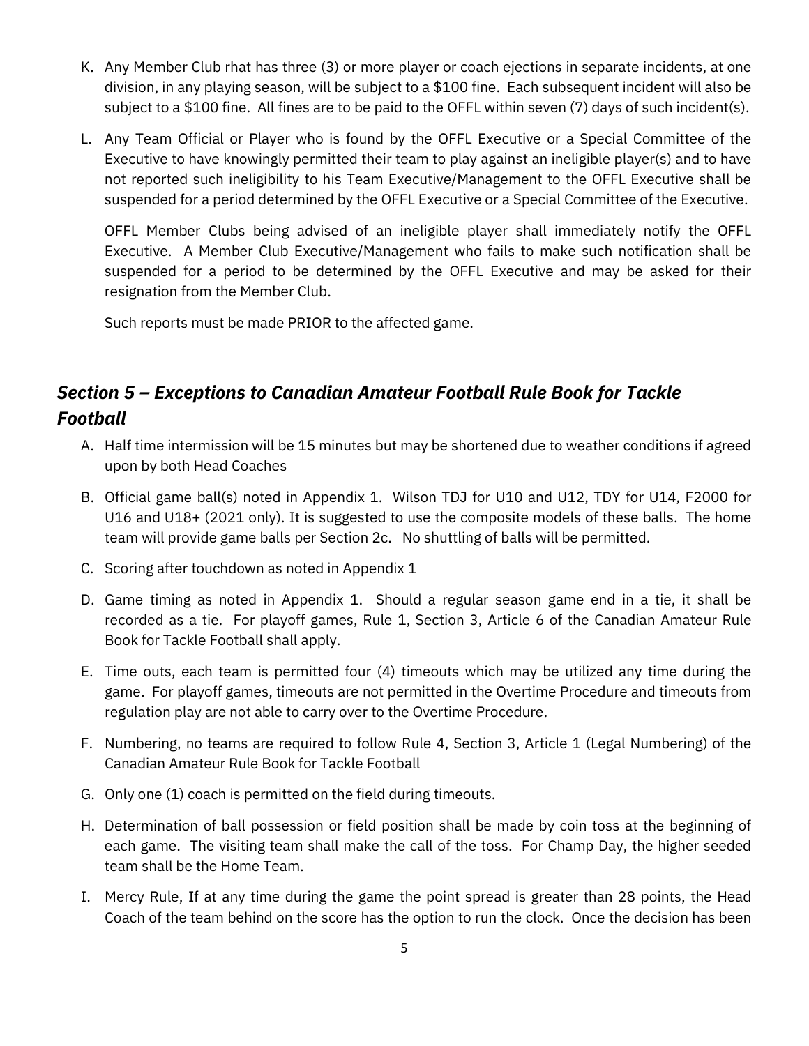K. Any Member Club rhat has three (3) or more player or coach ejections in separate incidents, at one division, in any playing season, will be subject to a $100 fine. Each subsequent incident will also be subject to a $100 fine. All fines are to be paid to the OFFL within seven (7) days of such incident(s).

L. Any Team Official or Player who is found by the OFFL Executive or a Special Committee of the Executive to have knowingly permitted their team to play against an ineligible player(s) and to have not reported such ineligibility to his Team Executive/Management to the OFFL Executive shall be suspended for a period determined by the OFFL Executive or a Special Committee of the Executive.

   OFFL Member Clubs being advised of an ineligible player shall immediately notify the OFFL Executive. A Member Club Executive/Management who fails to make such notification shall be suspended for a period to be determined by the OFFL Executive and may be asked for their resignation from the Member Club.

   Such reports must be made PRIOR to the affected game.

## *Section 5 – Exceptions to Canadian Amateur Football Rule Book for Tackle Football*

A. Half time intermission will be 15 minutes but may be shortened due to weather conditions if agreed upon by both Head Coaches

B. Official game ball(s) noted in Appendix 1. Wilson TDJ for U10 and U12, TDY for U14, F2000 for U16 and U18+ (2021 only). It is suggested to use the composite models of these balls. The home team will provide game balls per Section 2c. No shuttling of balls will be permitted.

C. Scoring after touchdown as noted in Appendix 1

D. Game timing as noted in Appendix 1. Should a regular season game end in a tie, it shall be recorded as a tie. For playoff games, Rule 1, Section 3, Article 6 of the Canadian Amateur Rule Book for Tackle Football shall apply.

E. Time outs, each team is permitted four (4) timeouts which may be utilized any time during the game. For playoff games, timeouts are not permitted in the Overtime Procedure and timeouts from regulation play are not able to carry over to the Overtime Procedure.

F. Numbering, no teams are required to follow Rule 4, Section 3, Article 1 (Legal Numbering) of the Canadian Amateur Rule Book for Tackle Football

G. Only one (1) coach is permitted on the field during timeouts.

H. Determination of ball possession or field position shall be made by coin toss at the beginning of each game. The visiting team shall make the call of the toss. For Champ Day, the higher seeded team shall be the Home Team.

I. Mercy Rule, If at any time during the game the point spread is greater than 28 points, the Head Coach of the team behind on the score has the option to run the clock. Once the decision has been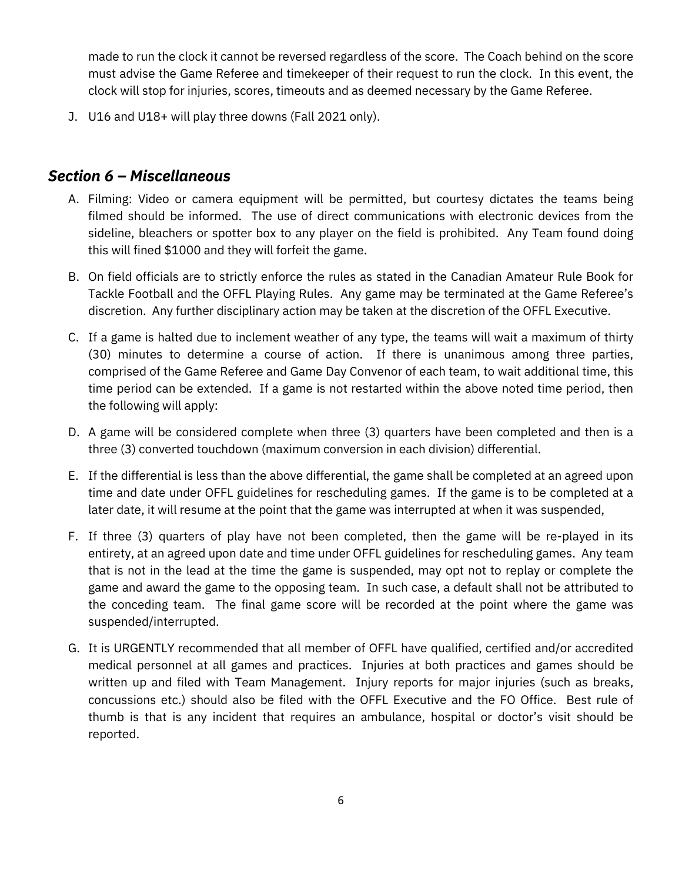made to run the clock it cannot be reversed regardless of the score. The Coach behind on the score must advise the Game Referee and timekeeper of their request to run the clock. In this event, the clock will stop for injuries, scores, timeouts and as deemed necessary by the Game Referee.

J. U16 and U18+ will play three downs (Fall 2021 only).

## *Section 6 – Miscellaneous*

A. Filming: Video or camera equipment will be permitted, but courtesy dictates the teams being filmed should be informed. The use of direct communications with electronic devices from the sideline, bleachers or spotter box to any player on the field is prohibited. Any Team found doing this will fined $1000 and they will forfeit the game.

B. On field officials are to strictly enforce the rules as stated in the Canadian Amateur Rule Book for Tackle Football and the OFFL Playing Rules. Any game may be terminated at the Game Referee's discretion. Any further disciplinary action may be taken at the discretion of the OFFL Executive.

C. If a game is halted due to inclement weather of any type, the teams will wait a maximum of thirty (30) minutes to determine a course of action. If there is unanimous among three parties, comprised of the Game Referee and Game Day Convenor of each team, to wait additional time, this time period can be extended. If a game is not restarted within the above noted time period, then the following will apply:

D. A game will be considered complete when three (3) quarters have been completed and then is a three (3) converted touchdown (maximum conversion in each division) differential.

E. If the differential is less than the above differential, the game shall be completed at an agreed upon time and date under OFFL guidelines for rescheduling games. If the game is to be completed at a later date, it will resume at the point that the game was interrupted at when it was suspended,

F. If three (3) quarters of play have not been completed, then the game will be re-played in its entirety, at an agreed upon date and time under OFFL guidelines for rescheduling games. Any team that is not in the lead at the time the game is suspended, may opt not to replay or complete the game and award the game to the opposing team. In such case, a default shall not be attributed to the conceding team. The final game score will be recorded at the point where the game was suspended/interrupted.

G. It is URGENTLY recommended that all member of OFFL have qualified, certified and/or accredited medical personnel at all games and practices. Injuries at both practices and games should be written up and filed with Team Management. Injury reports for major injuries (such as breaks, concussions etc.) should also be filed with the OFFL Executive and the FO Office. Best rule of thumb is that is any incident that requires an ambulance, hospital or doctor's visit should be reported.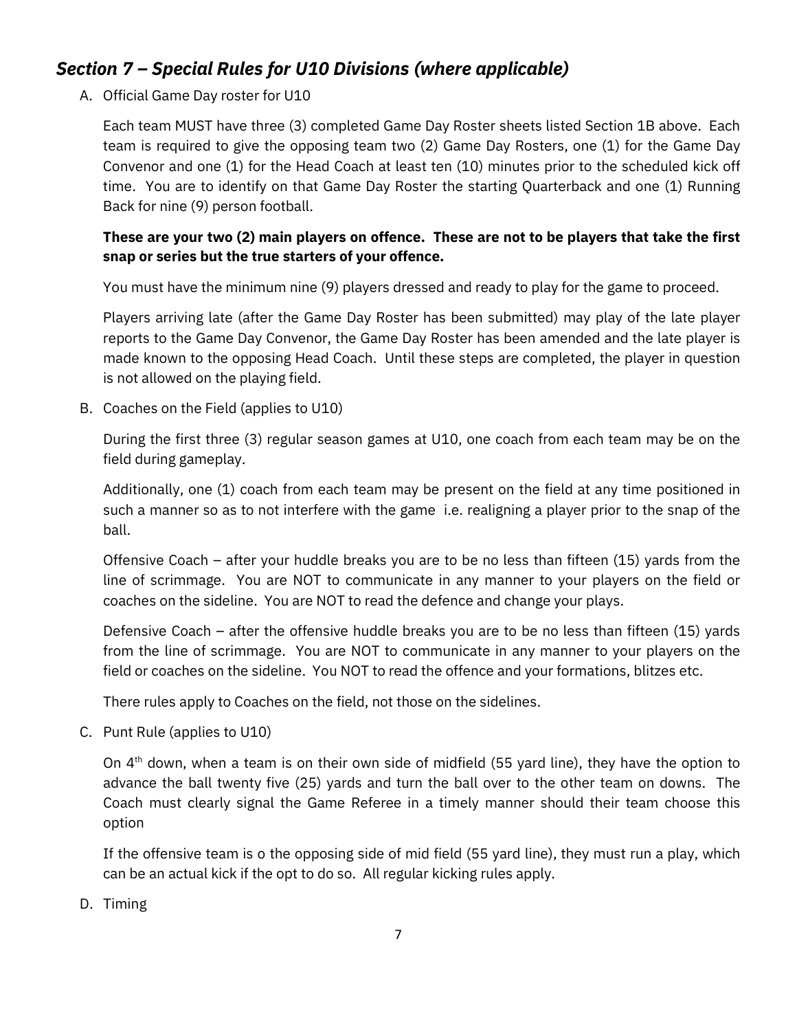## *Section 7 – Special Rules for U10 Divisions (where applicable)*

A. Official Game Day roster for U10

   Each team MUST have three (3) completed Game Day Roster sheets listed Section 1B above. Each team is required to give the opposing team two (2) Game Day Rosters, one (1) for the Game Day Convenor and one (1) for the Head Coach at least ten (10) minutes prior to the scheduled kick off time. You are to identify on that Game Day Roster the starting Quarterback and one (1) Running Back for nine (9) person football.

   **These are your two (2) main players on offence. These are not to be players that take the first snap or series but the true starters of your offence.**

   You must have the minimum nine (9) players dressed and ready to play for the game to proceed.

   Players arriving late (after the Game Day Roster has been submitted) may play of the late player reports to the Game Day Convenor, the Game Day Roster has been amended and the late player is made known to the opposing Head Coach. Until these steps are completed, the player in question is not allowed on the playing field.

B. Coaches on the Field (applies to U10)

   During the first three (3) regular season games at U10, one coach from each team may be on the field during gameplay.

   Additionally, one (1) coach from each team may be present on the field at any time positioned in such a manner so as to not interfere with the game i.e. realigning a player prior to the snap of the ball.

   Offensive Coach – after your huddle breaks you are to be no less than fifteen (15) yards from the line of scrimmage. You are NOT to communicate in any manner to your players on the field or coaches on the sideline. You are NOT to read the defence and change your plays.

   Defensive Coach – after the offensive huddle breaks you are to be no less than fifteen (15) yards from the line of scrimmage. You are NOT to communicate in any manner to your players on the field or coaches on the sideline. You NOT to read the offence and your formations, blitzes etc.

   There rules apply to Coaches on the field, not those on the sidelines.

C. Punt Rule (applies to U10)

   On 4th down, when a team is on their own side of midfield (55 yard line), they have the option to advance the ball twenty five (25) yards and turn the ball over to the other team on downs. The Coach must clearly signal the Game Referee in a timely manner should their team choose this option

   If the offensive team is o the opposing side of mid field (55 yard line), they must run a play, which can be an actual kick if the opt to do so. All regular kicking rules apply.

D. Timing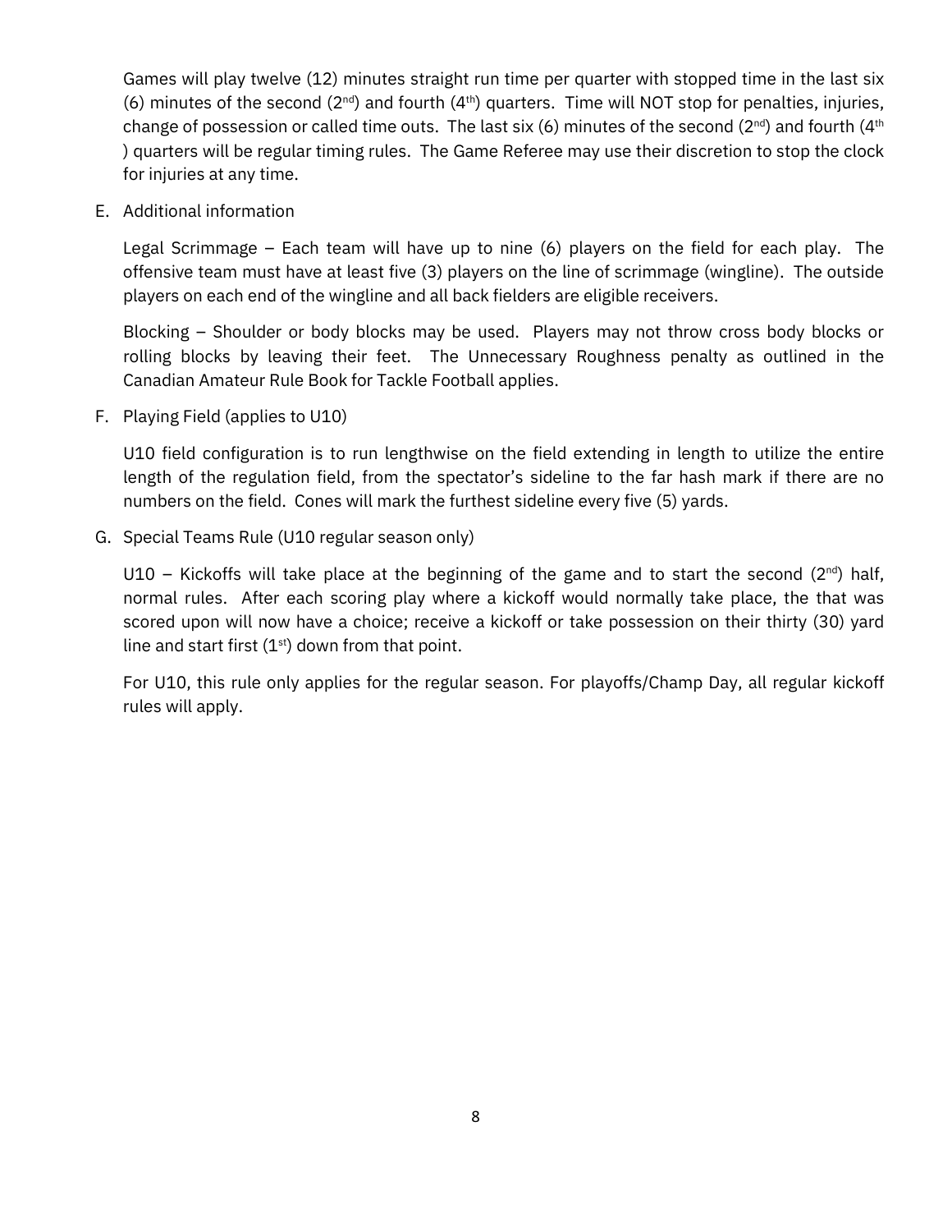Games will play twelve (12) minutes straight run time per quarter with stopped time in the last six (6) minutes of the second (2nd) and fourth (4th) quarters. Time will NOT stop for penalties, injuries, change of possession or called time outs. The last six (6) minutes of the second (2nd) and fourth (4th ) quarters will be regular timing rules. The Game Referee may use their discretion to stop the clock for injuries at any time.

E. Additional information

Legal Scrimmage – Each team will have up to nine (6) players on the field for each play. The offensive team must have at least five (3) players on the line of scrimmage (wingline). The outside players on each end of the wingline and all back fielders are eligible receivers.

Blocking – Shoulder or body blocks may be used. Players may not throw cross body blocks or rolling blocks by leaving their feet. The Unnecessary Roughness penalty as outlined in the Canadian Amateur Rule Book for Tackle Football applies.

F. Playing Field (applies to U10)

U10 field configuration is to run lengthwise on the field extending in length to utilize the entire length of the regulation field, from the spectator's sideline to the far hash mark if there are no numbers on the field. Cones will mark the furthest sideline every five (5) yards.

G. Special Teams Rule (U10 regular season only)

U10 – Kickoffs will take place at the beginning of the game and to start the second (2nd) half, normal rules. After each scoring play where a kickoff would normally take place, the that was scored upon will now have a choice; receive a kickoff or take possession on their thirty (30) yard line and start first (1st) down from that point.

For U10, this rule only applies for the regular season. For playoffs/Champ Day, all regular kickoff rules will apply.